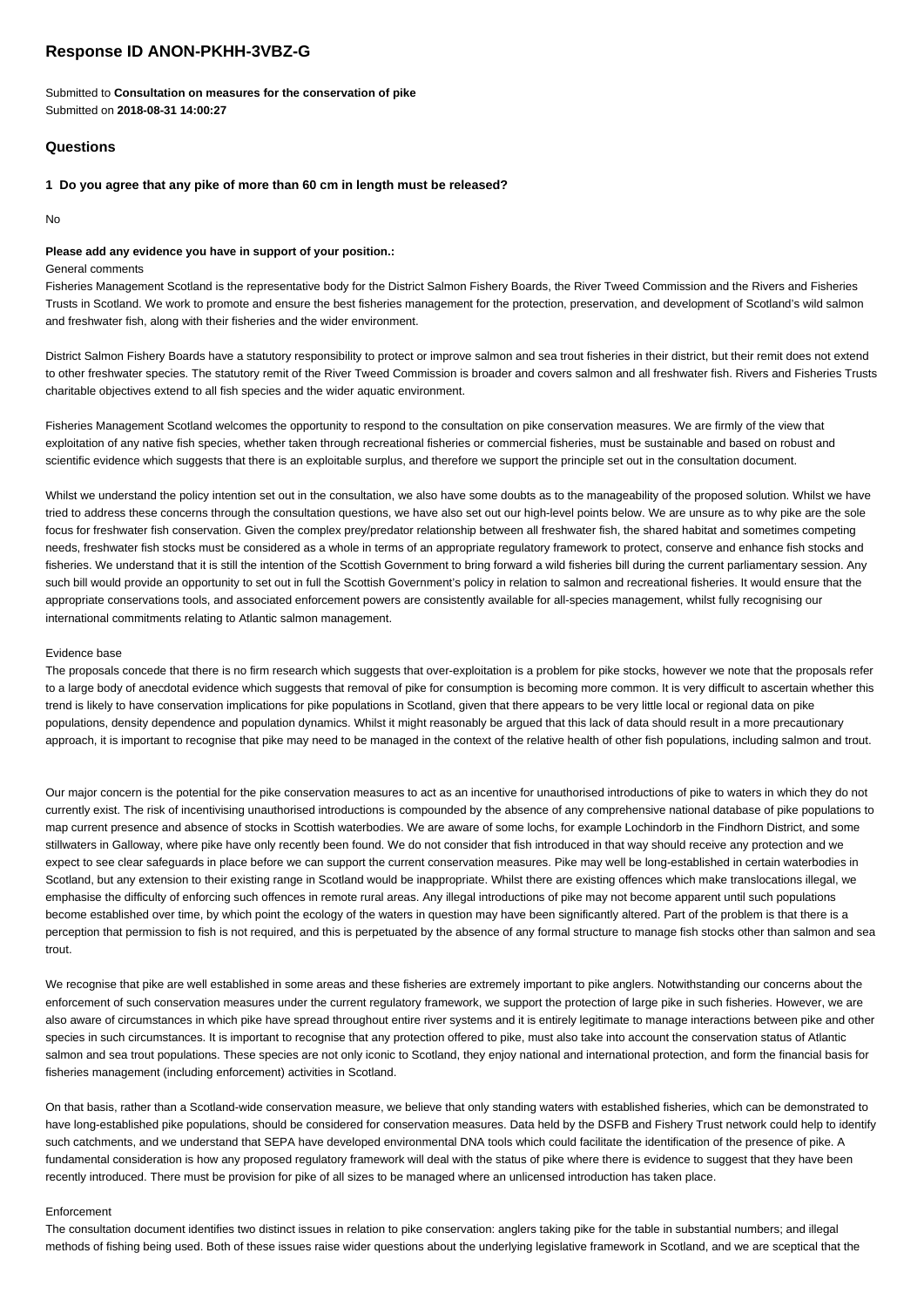# Response ID ANON-PKHH-3VBZ-G

Submitted to **Consultation on measures for the conservation of pike**
Submitted on **2018-08-31 14:00:27**

## Questions

**1 Do you agree that any pike of more than 60 cm in length must be released?**

No

**Please add any evidence you have in support of your position.:**

General comments

Fisheries Management Scotland is the representative body for the District Salmon Fishery Boards, the River Tweed Commission and the Rivers and Fisheries Trusts in Scotland. We work to promote and ensure the best fisheries management for the protection, preservation, and development of Scotland's wild salmon and freshwater fish, along with their fisheries and the wider environment.

District Salmon Fishery Boards have a statutory responsibility to protect or improve salmon and sea trout fisheries in their district, but their remit does not extend to other freshwater species. The statutory remit of the River Tweed Commission is broader and covers salmon and all freshwater fish. Rivers and Fisheries Trusts charitable objectives extend to all fish species and the wider aquatic environment.

Fisheries Management Scotland welcomes the opportunity to respond to the consultation on pike conservation measures. We are firmly of the view that exploitation of any native fish species, whether taken through recreational fisheries or commercial fisheries, must be sustainable and based on robust and scientific evidence which suggests that there is an exploitable surplus, and therefore we support the principle set out in the consultation document.

Whilst we understand the policy intention set out in the consultation, we also have some doubts as to the manageability of the proposed solution. Whilst we have tried to address these concerns through the consultation questions, we have also set out our high-level points below. We are unsure as to why pike are the sole focus for freshwater fish conservation. Given the complex prey/predator relationship between all freshwater fish, the shared habitat and sometimes competing needs, freshwater fish stocks must be considered as a whole in terms of an appropriate regulatory framework to protect, conserve and enhance fish stocks and fisheries. We understand that it is still the intention of the Scottish Government to bring forward a wild fisheries bill during the current parliamentary session. Any such bill would provide an opportunity to set out in full the Scottish Government's policy in relation to salmon and recreational fisheries. It would ensure that the appropriate conservations tools, and associated enforcement powers are consistently available for all-species management, whilst fully recognising our international commitments relating to Atlantic salmon management.

Evidence base

The proposals concede that there is no firm research which suggests that over-exploitation is a problem for pike stocks, however we note that the proposals refer to a large body of anecdotal evidence which suggests that removal of pike for consumption is becoming more common. It is very difficult to ascertain whether this trend is likely to have conservation implications for pike populations in Scotland, given that there appears to be very little local or regional data on pike populations, density dependence and population dynamics. Whilst it might reasonably be argued that this lack of data should result in a more precautionary approach, it is important to recognise that pike may need to be managed in the context of the relative health of other fish populations, including salmon and trout.

Our major concern is the potential for the pike conservation measures to act as an incentive for unauthorised introductions of pike to waters in which they do not currently exist. The risk of incentivising unauthorised introductions is compounded by the absence of any comprehensive national database of pike populations to map current presence and absence of stocks in Scottish waterbodies. We are aware of some lochs, for example Lochindorb in the Findhorn District, and some stillwaters in Galloway, where pike have only recently been found. We do not consider that fish introduced in that way should receive any protection and we expect to see clear safeguards in place before we can support the current conservation measures. Pike may well be long-established in certain waterbodies in Scotland, but any extension to their existing range in Scotland would be inappropriate. Whilst there are existing offences which make translocations illegal, we emphasise the difficulty of enforcing such offences in remote rural areas. Any illegal introductions of pike may not become apparent until such populations become established over time, by which point the ecology of the waters in question may have been significantly altered. Part of the problem is that there is a perception that permission to fish is not required, and this is perpetuated by the absence of any formal structure to manage fish stocks other than salmon and sea trout.

We recognise that pike are well established in some areas and these fisheries are extremely important to pike anglers. Notwithstanding our concerns about the enforcement of such conservation measures under the current regulatory framework, we support the protection of large pike in such fisheries. However, we are also aware of circumstances in which pike have spread throughout entire river systems and it is entirely legitimate to manage interactions between pike and other species in such circumstances. It is important to recognise that any protection offered to pike, must also take into account the conservation status of Atlantic salmon and sea trout populations. These species are not only iconic to Scotland, they enjoy national and international protection, and form the financial basis for fisheries management (including enforcement) activities in Scotland.

On that basis, rather than a Scotland-wide conservation measure, we believe that only standing waters with established fisheries, which can be demonstrated to have long-established pike populations, should be considered for conservation measures. Data held by the DSFB and Fishery Trust network could help to identify such catchments, and we understand that SEPA have developed environmental DNA tools which could facilitate the identification of the presence of pike. A fundamental consideration is how any proposed regulatory framework will deal with the status of pike where there is evidence to suggest that they have been recently introduced. There must be provision for pike of all sizes to be managed where an unlicensed introduction has taken place.

Enforcement

The consultation document identifies two distinct issues in relation to pike conservation: anglers taking pike for the table in substantial numbers; and illegal methods of fishing being used. Both of these issues raise wider questions about the underlying legislative framework in Scotland, and we are sceptical that the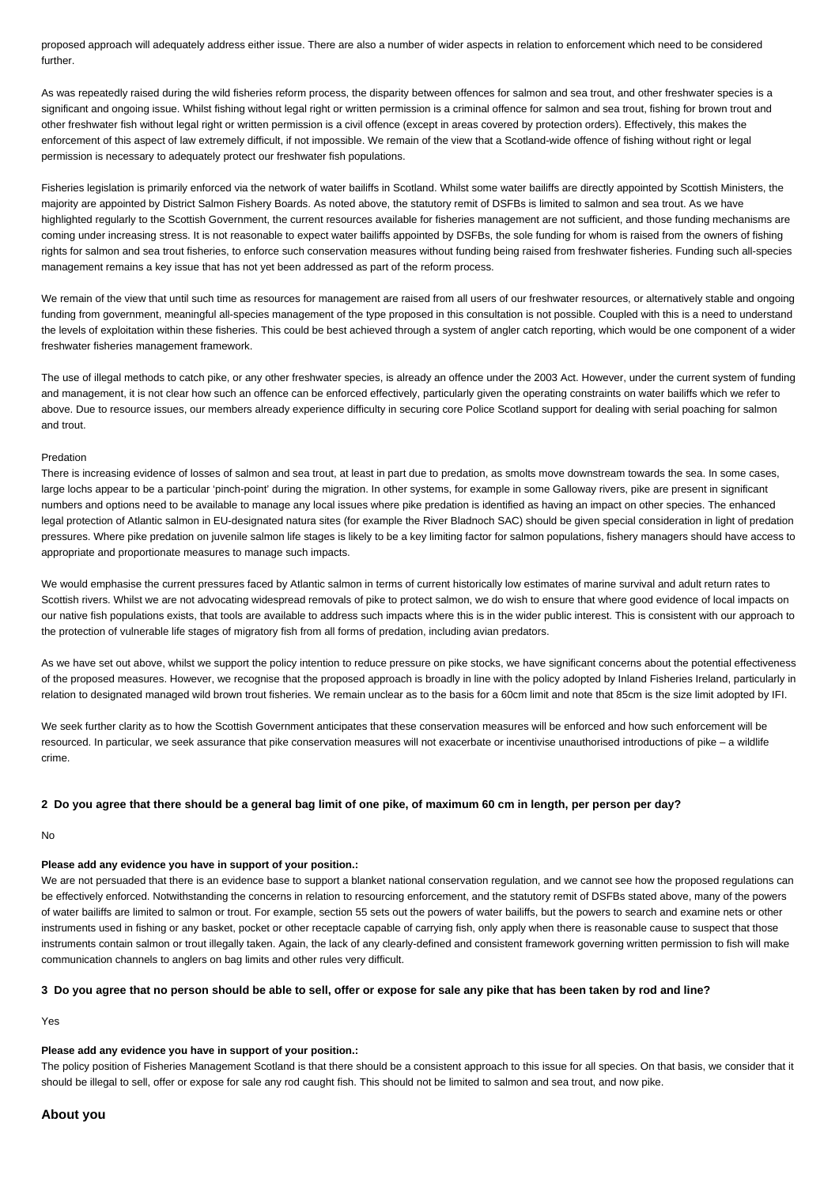proposed approach will adequately address either issue. There are also a number of wider aspects in relation to enforcement which need to be considered further.

As was repeatedly raised during the wild fisheries reform process, the disparity between offences for salmon and sea trout, and other freshwater species is a significant and ongoing issue. Whilst fishing without legal right or written permission is a criminal offence for salmon and sea trout, fishing for brown trout and other freshwater fish without legal right or written permission is a civil offence (except in areas covered by protection orders). Effectively, this makes the enforcement of this aspect of law extremely difficult, if not impossible. We remain of the view that a Scotland-wide offence of fishing without right or legal permission is necessary to adequately protect our freshwater fish populations.

Fisheries legislation is primarily enforced via the network of water bailiffs in Scotland. Whilst some water bailiffs are directly appointed by Scottish Ministers, the majority are appointed by District Salmon Fishery Boards. As noted above, the statutory remit of DSFBs is limited to salmon and sea trout. As we have highlighted regularly to the Scottish Government, the current resources available for fisheries management are not sufficient, and those funding mechanisms are coming under increasing stress. It is not reasonable to expect water bailiffs appointed by DSFBs, the sole funding for whom is raised from the owners of fishing rights for salmon and sea trout fisheries, to enforce such conservation measures without funding being raised from freshwater fisheries. Funding such all-species management remains a key issue that has not yet been addressed as part of the reform process.

We remain of the view that until such time as resources for management are raised from all users of our freshwater resources, or alternatively stable and ongoing funding from government, meaningful all-species management of the type proposed in this consultation is not possible. Coupled with this is a need to understand the levels of exploitation within these fisheries. This could be best achieved through a system of angler catch reporting, which would be one component of a wider freshwater fisheries management framework.

The use of illegal methods to catch pike, or any other freshwater species, is already an offence under the 2003 Act. However, under the current system of funding and management, it is not clear how such an offence can be enforced effectively, particularly given the operating constraints on water bailiffs which we refer to above. Due to resource issues, our members already experience difficulty in securing core Police Scotland support for dealing with serial poaching for salmon and trout.

Predation

There is increasing evidence of losses of salmon and sea trout, at least in part due to predation, as smolts move downstream towards the sea. In some cases, large lochs appear to be a particular 'pinch-point' during the migration. In other systems, for example in some Galloway rivers, pike are present in significant numbers and options need to be available to manage any local issues where pike predation is identified as having an impact on other species. The enhanced legal protection of Atlantic salmon in EU-designated natura sites (for example the River Bladnoch SAC) should be given special consideration in light of predation pressures. Where pike predation on juvenile salmon life stages is likely to be a key limiting factor for salmon populations, fishery managers should have access to appropriate and proportionate measures to manage such impacts.

We would emphasise the current pressures faced by Atlantic salmon in terms of current historically low estimates of marine survival and adult return rates to Scottish rivers. Whilst we are not advocating widespread removals of pike to protect salmon, we do wish to ensure that where good evidence of local impacts on our native fish populations exists, that tools are available to address such impacts where this is in the wider public interest. This is consistent with our approach to the protection of vulnerable life stages of migratory fish from all forms of predation, including avian predators.

As we have set out above, whilst we support the policy intention to reduce pressure on pike stocks, we have significant concerns about the potential effectiveness of the proposed measures. However, we recognise that the proposed approach is broadly in line with the policy adopted by Inland Fisheries Ireland, particularly in relation to designated managed wild brown trout fisheries. We remain unclear as to the basis for a 60cm limit and note that 85cm is the size limit adopted by IFI.

We seek further clarity as to how the Scottish Government anticipates that these conservation measures will be enforced and how such enforcement will be resourced. In particular, we seek assurance that pike conservation measures will not exacerbate or incentivise unauthorised introductions of pike – a wildlife crime.

**2 Do you agree that there should be a general bag limit of one pike, of maximum 60 cm in length, per person per day?**

No

**Please add any evidence you have in support of your position.:**

We are not persuaded that there is an evidence base to support a blanket national conservation regulation, and we cannot see how the proposed regulations can be effectively enforced. Notwithstanding the concerns in relation to resourcing enforcement, and the statutory remit of DSFBs stated above, many of the powers of water bailiffs are limited to salmon or trout. For example, section 55 sets out the powers of water bailiffs, but the powers to search and examine nets or other instruments used in fishing or any basket, pocket or other receptacle capable of carrying fish, only apply when there is reasonable cause to suspect that those instruments contain salmon or trout illegally taken. Again, the lack of any clearly-defined and consistent framework governing written permission to fish will make communication channels to anglers on bag limits and other rules very difficult.

**3 Do you agree that no person should be able to sell, offer or expose for sale any pike that has been taken by rod and line?**

Yes

**Please add any evidence you have in support of your position.:**

The policy position of Fisheries Management Scotland is that there should be a consistent approach to this issue for all species. On that basis, we consider that it should be illegal to sell, offer or expose for sale any rod caught fish. This should not be limited to salmon and sea trout, and now pike.

## About you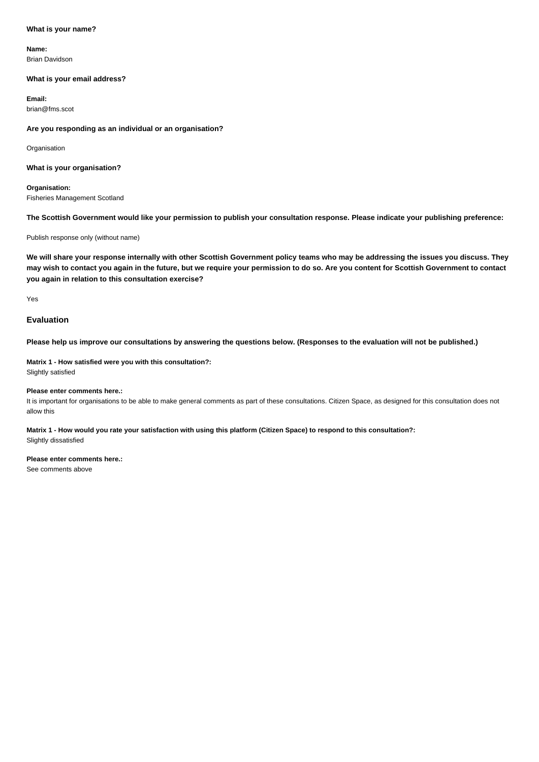**What is your name?**

**Name:**
Brian Davidson

**What is your email address?**

**Email:**
brian@fms.scot

**Are you responding as an individual or an organisation?**

Organisation

**What is your organisation?**

**Organisation:**
Fisheries Management Scotland

**The Scottish Government would like your permission to publish your consultation response. Please indicate your publishing preference:**

Publish response only (without name)

**We will share your response internally with other Scottish Government policy teams who may be addressing the issues you discuss. They may wish to contact you again in the future, but we require your permission to do so. Are you content for Scottish Government to contact you again in relation to this consultation exercise?**

Yes

## Evaluation

**Please help us improve our consultations by answering the questions below. (Responses to the evaluation will not be published.)**

**Matrix 1 - How satisfied were you with this consultation?:**
Slightly satisfied

**Please enter comments here.:**
It is important for organisations to be able to make general comments as part of these consultations. Citizen Space, as designed for this consultation does not allow this

**Matrix 1 - How would you rate your satisfaction with using this platform (Citizen Space) to respond to this consultation?:**
Slightly dissatisfied

**Please enter comments here.:**
See comments above